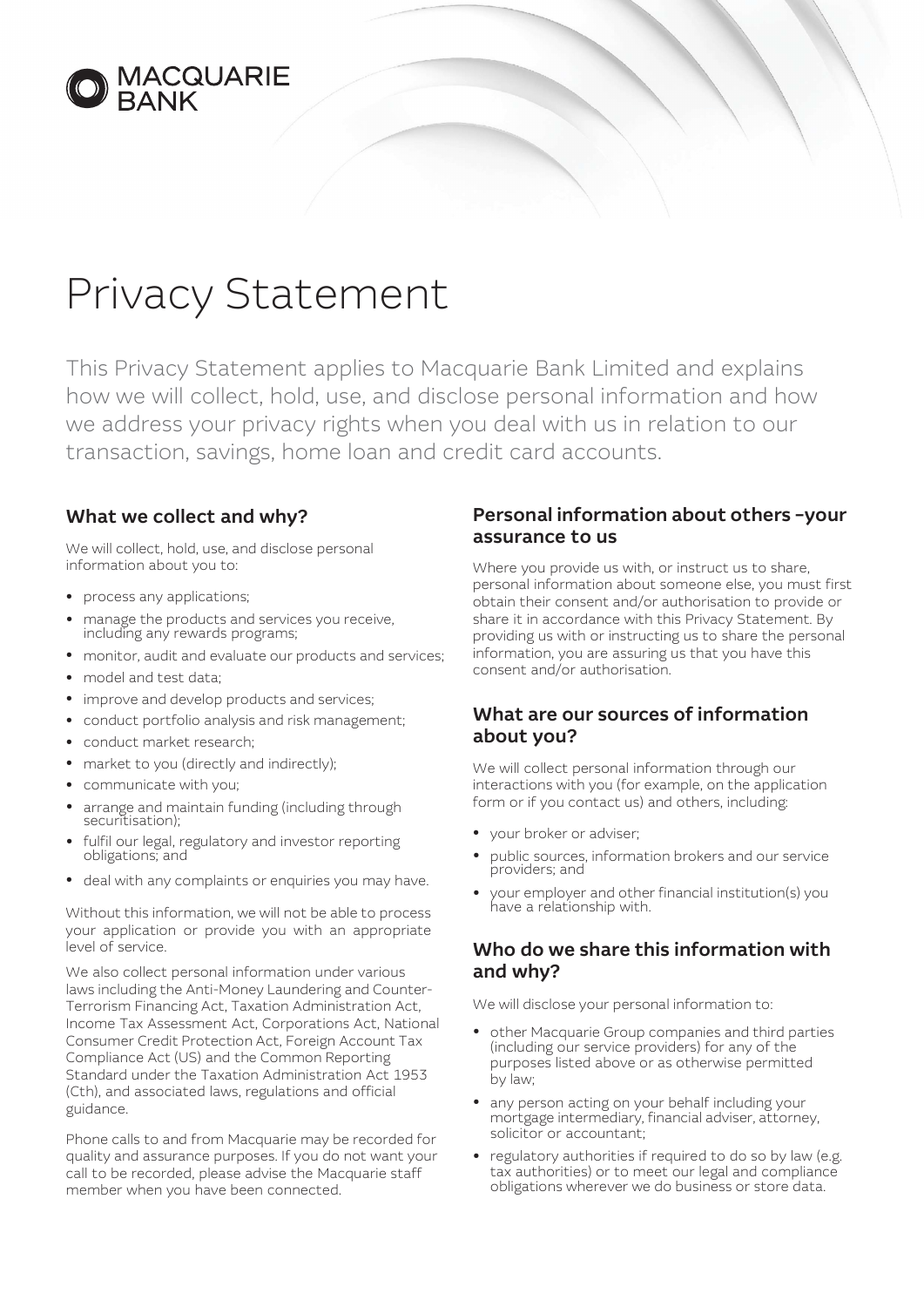MACQUARIE BANK

# Privacy Statement

This Privacy Statement applies to Macquarie Bank Limited and explains how we will collect, hold, use, and disclose personal information and how we address your privacy rights when you deal with us in relation to our transaction, savings, home loan and credit card accounts.

## What we collect and why?

We will collect, hold, use, and disclose personal information about you to:

- process any applications;
- manage the products and services you receive, including any rewards programs;
- monitor, audit and evaluate our products and services;
- model and test data;
- improve and develop products and services;
- conduct portfolio analysis and risk management;
- conduct market research;
- market to you (directly and indirectly);
- communicate with you;
- arrange and maintain funding (including through securitisation);
- fulfil our legal, regulatory and investor reporting obligations; and
- deal with any complaints or enquiries you may have.

Without this information, we will not be able to process your application or provide you with an appropriate level of service.

We also collect personal information under various laws including the Anti-Money Laundering and Counter-Terrorism Financing Act, Taxation Administration Act, Income Tax Assessment Act, Corporations Act, National Consumer Credit Protection Act, Foreign Account Tax Compliance Act (US) and the Common Reporting Standard under the Taxation Administration Act 1953 (Cth), and associated laws, regulations and official guidance.

Phone calls to and from Macquarie may be recorded for quality and assurance purposes. If you do not want your call to be recorded, please advise the Macquarie staff member when you have been connected.

## Personal information about others –your assurance to us

Where you provide us with, or instruct us to share, personal information about someone else, you must first obtain their consent and/or authorisation to provide or share it in accordance with this Privacy Statement. By providing us with or instructing us to share the personal information, you are assuring us that you have this consent and/or authorisation.

## What are our sources of information about you?

We will collect personal information through our interactions with you (for example, on the application form or if you contact us) and others, including:

- your broker or adviser;
- public sources, information brokers and our service providers; and
- your employer and other financial institution(s) you have a relationship with.

## Who do we share this information with and why?

We will disclose your personal information to:

- other Macquarie Group companies and third parties (including our service providers) for any of the purposes listed above or as otherwise permitted by law;
- any person acting on your behalf including your mortgage intermediary, financial adviser, attorney, solicitor or accountant;
- regulatory authorities if required to do so by law (e.g. tax authorities) or to meet our legal and compliance obligations wherever we do business or store data.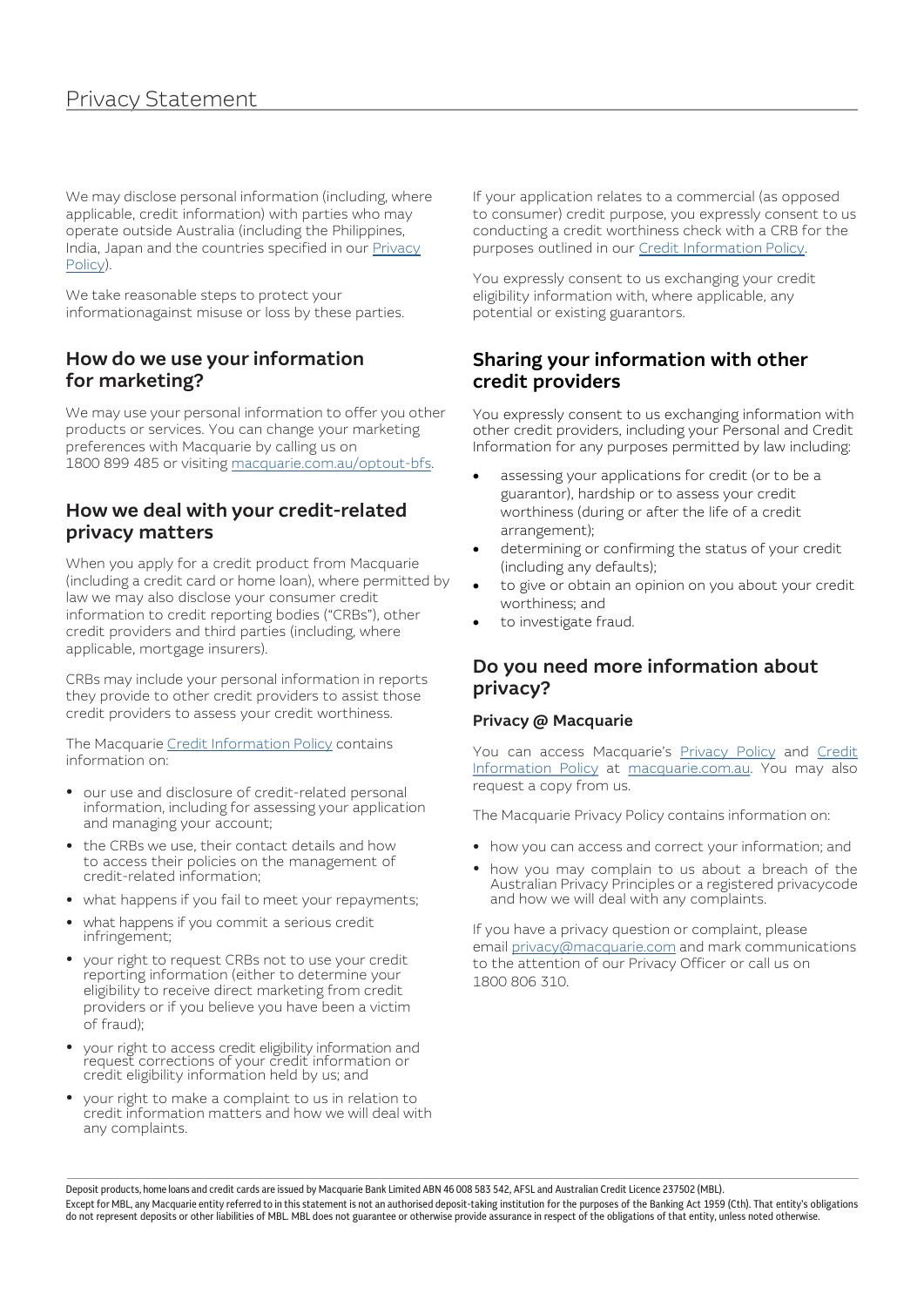# Privacy Statement

We may disclose personal information (including, where applicable, credit information) with parties who may operate outside Australia (including the Philippines, India, Japan and the countries specified in our Privacy Policy).

We take reasonable steps to protect your informationagainst misuse or loss by these parties.

## How do we use your information for marketing?

We may use your personal information to offer you other products or services. You can change your marketing preferences with Macquarie by calling us on 1800 899 485 or visiting macquarie.com.au/optout-bfs.

## How we deal with your credit-related privacy matters

When you apply for a credit product from Macquarie (including a credit card or home loan), where permitted by law we may also disclose your consumer credit information to credit reporting bodies ("CRBs"), other credit providers and third parties (including, where applicable, mortgage insurers).

CRBs may include your personal information in reports they provide to other credit providers to assist those credit providers to assess your credit worthiness.

The Macquarie Credit Information Policy contains information on:

- our use and disclosure of credit-related personal information, including for assessing your application and managing your account;
- the CRBs we use, their contact details and how to access their policies on the management of credit-related information;
- what happens if you fail to meet your repayments;
- what happens if you commit a serious credit infringement;
- your right to request CRBs not to use your credit reporting information (either to determine your eligibility to receive direct marketing from credit providers or if you believe you have been a victim of fraud);
- your right to access credit eligibility information and request corrections of your credit information or credit eligibility information held by us; and
- your right to make a complaint to us in relation to credit information matters and how we will deal with any complaints.

If your application relates to a commercial (as opposed to consumer) credit purpose, you expressly consent to us conducting a credit worthiness check with a CRB for the purposes outlined in our Credit Information Policy.

You expressly consent to us exchanging your credit eligibility information with, where applicable, any potential or existing guarantors.

## Sharing your information with other credit providers

You expressly consent to us exchanging information with other credit providers, including your Personal and Credit Information for any purposes permitted by law including:

- assessing your applications for credit (or to be a guarantor), hardship or to assess your credit worthiness (during or after the life of a credit arrangement);
- determining or confirming the status of your credit (including any defaults);
- to give or obtain an opinion on you about your credit worthiness; and
- to investigate fraud.

## Do you need more information about privacy?

### Privacy @ Macquarie

You can access Macquarie's Privacy Policy and Credit Information Policy at macquarie.com.au. You may also request a copy from us.

The Macquarie Privacy Policy contains information on:

- how you can access and correct your information; and
- how you may complain to us about a breach of the Australian Privacy Principles or a registered privacycode and how we will deal with any complaints.

If you have a privacy question or complaint, please email privacy@macquarie.com and mark communications to the attention of our Privacy Officer or call us on 1800 806 310.

Deposit products, home loans and credit cards are issued by Macquarie Bank Limited ABN 46 008 583 542, AFSL and Australian Credit Licence 237502 (MBL).
Except for MBL, any Macquarie entity referred to in this statement is not an authorised deposit-taking institution for the purposes of the Banking Act 1959 (Cth). That entity's obligations do not represent deposits or other liabilities of MBL. MBL does not guarantee or otherwise provide assurance in respect of the obligations of that entity, unless noted otherwise.